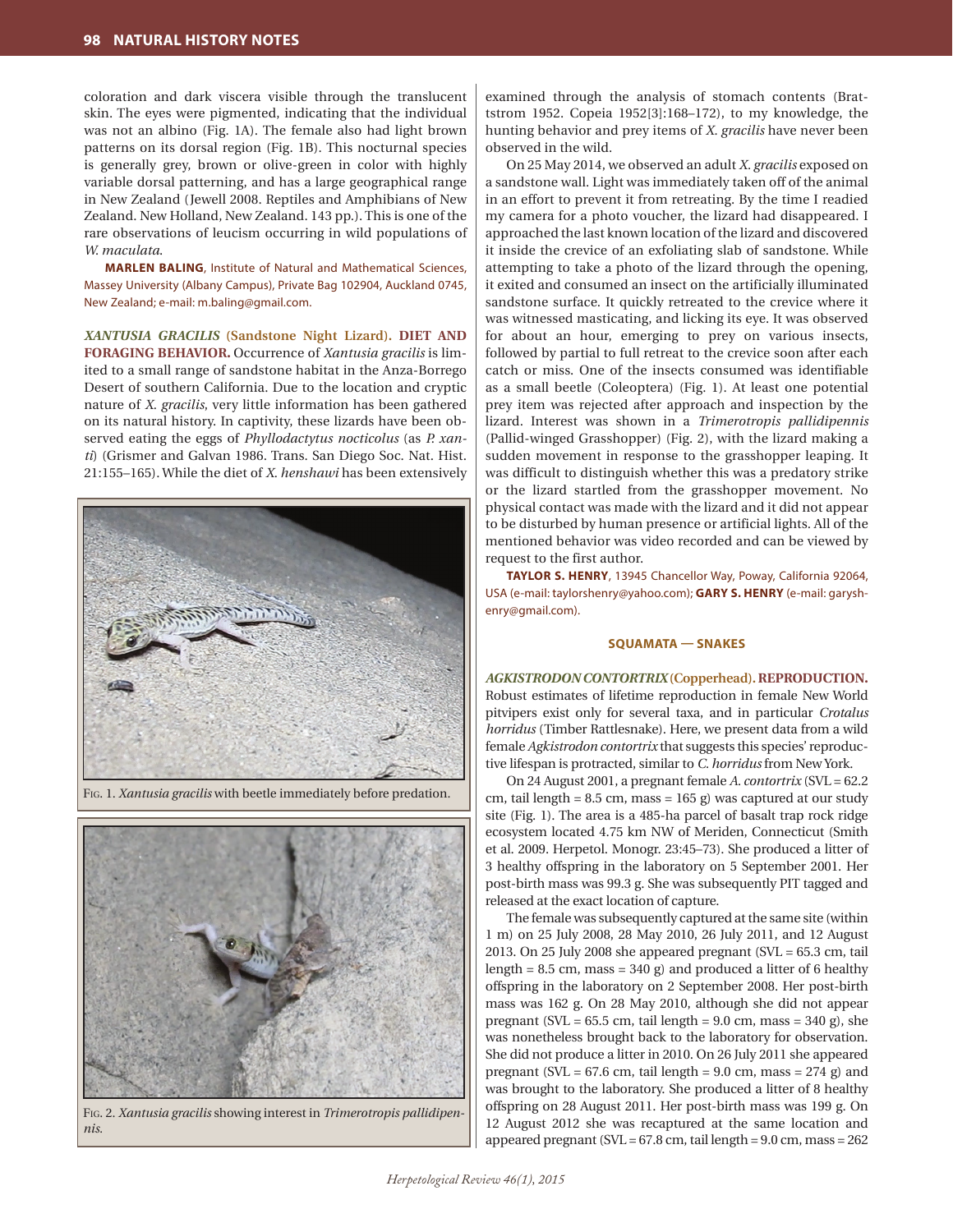coloration and dark viscera visible through the translucent skin. The eyes were pigmented, indicating that the individual was not an albino (Fig. 1A). The female also had light brown patterns on its dorsal region (Fig. 1B). This nocturnal species is generally grey, brown or olive-green in color with highly variable dorsal patterning, and has a large geographical range in New Zealand (Jewell 2008. Reptiles and Amphibians of New Zealand. New Holland, New Zealand. 143 pp.). This is one of the rare observations of leucism occurring in wild populations of *W. maculata*.

**MARLEN BALING**, Institute of Natural and Mathematical Sciences, Massey University (Albany Campus), Private Bag 102904, Auckland 0745, New Zealand; e-mail: m.baling@gmail.com.

***XANTUSIA GRACILIS* (Sandstone Night Lizard). DIET AND FORAGING BEHAVIOR.** Occurrence of *Xantusia gracilis* is limited to a small range of sandstone habitat in the Anza-Borrego Desert of southern California. Due to the location and cryptic nature of *X. gracilis*, very little information has been gathered on its natural history. In captivity, these lizards have been observed eating the eggs of *Phyllodactytus nocticolus* (as *P. xanti*) (Grismer and Galvan 1986. Trans. San Diego Soc. Nat. Hist. 21:155–165). While the diet of *X. henshawi* has been extensively examined through the analysis of stomach contents (Brattstrom 1952. Copeia 1952[3]:168–172), to my knowledge, the hunting behavior and prey items of *X. gracilis* have never been observed in the wild.

On 25 May 2014, we observed an adult *X. gracilis* exposed on a sandstone wall. Light was immediately taken off of the animal in an effort to prevent it from retreating. By the time I readied my camera for a photo voucher, the lizard had disappeared. I approached the last known location of the lizard and discovered it inside the crevice of an exfoliating slab of sandstone. While attempting to take a photo of the lizard through the opening, it exited and consumed an insect on the artificially illuminated sandstone surface. It quickly retreated to the crevice where it was witnessed masticating, and licking its eye. It was observed for about an hour, emerging to prey on various insects, followed by partial to full retreat to the crevice soon after each catch or miss. One of the insects consumed was identifiable as a small beetle (Coleoptera) (Fig. 1). At least one potential prey item was rejected after approach and inspection by the lizard. Interest was shown in a *Trimerotropis pallidipennis* (Pallid-winged Grasshopper) (Fig. 2), with the lizard making a sudden movement in response to the grasshopper leaping. It was difficult to distinguish whether this was a predatory strike or the lizard startled from the grasshopper movement. No physical contact was made with the lizard and it did not appear to be disturbed by human presence or artificial lights. All of the mentioned behavior was video recorded and can be viewed by request to the first author.

Fig. 1. *Xantusia gracilis* with beetle immediately before predation.

Fig. 2. *Xantusia gracilis* showing interest in *Trimerotropis pallidipennis.*

**TAYLOR S. HENRY**, 13945 Chancellor Way, Poway, California 92064, USA (e-mail: taylorshenry@yahoo.com); **GARY S. HENRY** (e-mail: garyshenry@gmail.com).

## SQUAMATA — SNAKES

***AGKISTRODON CONTORTRIX* (Copperhead). REPRODUCTION.** Robust estimates of lifetime reproduction in female New World pitvipers exist only for several taxa, and in particular *Crotalus horridus* (Timber Rattlesnake). Here, we present data from a wild female *Agkistrodon contortrix* that suggests this species' reproductive lifespan is protracted, similar to *C. horridus* from New York.

On 24 August 2001, a pregnant female *A. contortrix* (SVL = 62.2 cm, tail length = 8.5 cm, mass = 165 g) was captured at our study site (Fig. 1). The area is a 485-ha parcel of basalt trap rock ridge ecosystem located 4.75 km NW of Meriden, Connecticut (Smith et al. 2009. Herpetol. Monogr. 23:45–73). She produced a litter of 3 healthy offspring in the laboratory on 5 September 2001. Her post-birth mass was 99.3 g. She was subsequently PIT tagged and released at the exact location of capture.

The female was subsequently captured at the same site (within 1 m) on 25 July 2008, 28 May 2010, 26 July 2011, and 12 August 2013. On 25 July 2008 she appeared pregnant (SVL = 65.3 cm, tail length = 8.5 cm, mass = 340 g) and produced a litter of 6 healthy offspring in the laboratory on 2 September 2008. Her post-birth mass was 162 g. On 28 May 2010, although she did not appear pregnant (SVL = 65.5 cm, tail length = 9.0 cm, mass = 340 g), she was nonetheless brought back to the laboratory for observation. She did not produce a litter in 2010. On 26 July 2011 she appeared pregnant (SVL = 67.6 cm, tail length = 9.0 cm, mass = 274 g) and was brought to the laboratory. She produced a litter of 8 healthy offspring on 28 August 2011. Her post-birth mass was 199 g. On 12 August 2012 she was recaptured at the same location and appeared pregnant (SVL = 67.8 cm, tail length = 9.0 cm, mass = 262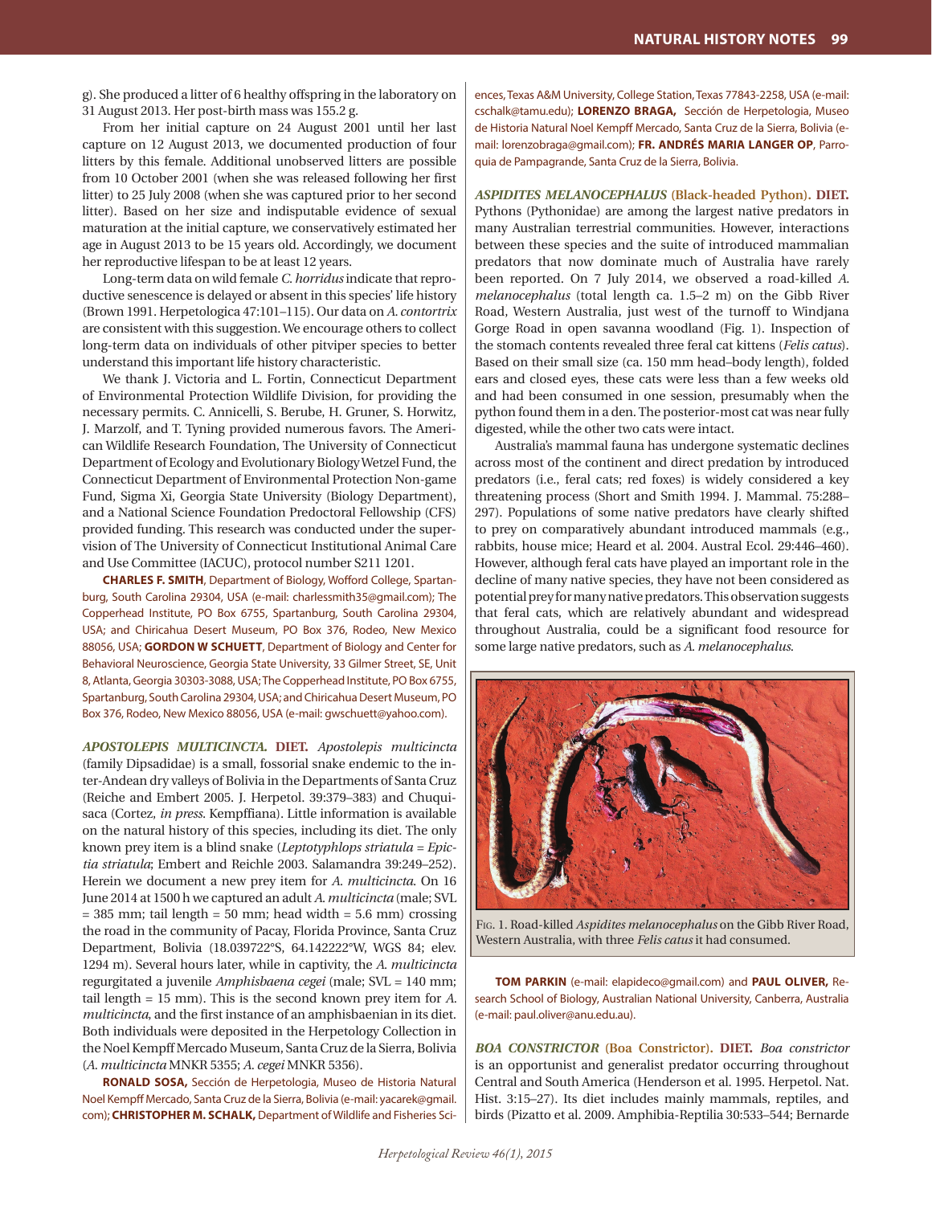g). She produced a litter of 6 healthy offspring in the laboratory on 31 August 2013. Her post-birth mass was 155.2 g.

From her initial capture on 24 August 2001 until her last capture on 12 August 2013, we documented production of four litters by this female. Additional unobserved litters are possible from 10 October 2001 (when she was released following her first litter) to 25 July 2008 (when she was captured prior to her second litter). Based on her size and indisputable evidence of sexual maturation at the initial capture, we conservatively estimated her age in August 2013 to be 15 years old. Accordingly, we document her reproductive lifespan to be at least 12 years.

Long-term data on wild female *C. horridus* indicate that reproductive senescence is delayed or absent in this species' life history (Brown 1991. Herpetologica 47:101–115). Our data on *A. contortrix* are consistent with this suggestion. We encourage others to collect long-term data on individuals of other pitviper species to better understand this important life history characteristic.

We thank J. Victoria and L. Fortin, Connecticut Department of Environmental Protection Wildlife Division, for providing the necessary permits. C. Annicelli, S. Berube, H. Gruner, S. Horwitz, J. Marzolf, and T. Tyning provided numerous favors. The American Wildlife Research Foundation, The University of Connecticut Department of Ecology and Evolutionary Biology Wetzel Fund, the Connecticut Department of Environmental Protection Non-game Fund, Sigma Xi, Georgia State University (Biology Department), and a National Science Foundation Predoctoral Fellowship (CFS) provided funding. This research was conducted under the supervision of The University of Connecticut Institutional Animal Care and Use Committee (IACUC), protocol number S211 1201.

**CHARLES F. SMITH**, Department of Biology, Wofford College, Spartanburg, South Carolina 29304, USA (e-mail: charlessmith35@gmail.com); The Copperhead Institute, PO Box 6755, Spartanburg, South Carolina 29304, USA; and Chiricahua Desert Museum, PO Box 376, Rodeo, New Mexico 88056, USA; **GORDON W SCHUETT**, Department of Biology and Center for Behavioral Neuroscience, Georgia State University, 33 Gilmer Street, SE, Unit 8, Atlanta, Georgia 30303-3088, USA; The Copperhead Institute, PO Box 6755, Spartanburg, South Carolina 29304, USA; and Chiricahua Desert Museum, PO Box 376, Rodeo, New Mexico 88056, USA (e-mail: gwschuett@yahoo.com).

***APOSTOLEPIS MULTICINCTA.* DIET.** *Apostolepis multicincta* (family Dipsadidae) is a small, fossorial snake endemic to the inter-Andean dry valleys of Bolivia in the Departments of Santa Cruz (Reiche and Embert 2005. J. Herpetol. 39:379–383) and Chuquisaca (Cortez, *in press*. Kempffiana). Little information is available on the natural history of this species, including its diet. The only known prey item is a blind snake (*Leptotyphlops striatula* = *Epictia striatula*; Embert and Reichle 2003. Salamandra 39:249–252). Herein we document a new prey item for *A. multicincta*. On 16 June 2014 at 1500 h we captured an adult *A. multicincta* (male; SVL = 385 mm; tail length = 50 mm; head width = 5.6 mm) crossing the road in the community of Pacay, Florida Province, Santa Cruz Department, Bolivia (18.039722°S, 64.142222°W, WGS 84; elev. 1294 m). Several hours later, while in captivity, the *A. multicincta* regurgitated a juvenile *Amphisbaena cegei* (male; SVL = 140 mm; tail length = 15 mm). This is the second known prey item for *A. multicincta*, and the first instance of an amphisbaenian in its diet. Both individuals were deposited in the Herpetology Collection in the Noel Kempff Mercado Museum, Santa Cruz de la Sierra, Bolivia (*A. multicincta* MNKR 5355; *A. cegei* MNKR 5356).

**RONALD SOSA,** Sección de Herpetologia, Museo de Historia Natural Noel Kempff Mercado, Santa Cruz de la Sierra, Bolivia (e-mail: yacarek@gmail.com); **CHRISTOPHER M. SCHALK,** Department of Wildlife and Fisheries Sciences, Texas A&M University, College Station, Texas 77843-2258, USA (e-mail: cschalk@tamu.edu); **LORENZO BRAGA,** Sección de Herpetologia, Museo de Historia Natural Noel Kempff Mercado, Santa Cruz de la Sierra, Bolivia (e-mail: lorenzobraga@gmail.com); **FR. ANDRÉS MARIA LANGER OP**, Parroquia de Pampagrande, Santa Cruz de la Sierra, Bolivia.

***ASPIDITES MELANOCEPHALUS* (Black-headed Python). DIET.** Pythons (Pythonidae) are among the largest native predators in many Australian terrestrial communities. However, interactions between these species and the suite of introduced mammalian predators that now dominate much of Australia have rarely been reported. On 7 July 2014, we observed a road-killed *A. melanocephalus* (total length ca. 1.5–2 m) on the Gibb River Road, Western Australia, just west of the turnoff to Windjana Gorge Road in open savanna woodland (Fig. 1). Inspection of the stomach contents revealed three feral cat kittens (*Felis catus*). Based on their small size (ca. 150 mm head–body length), folded ears and closed eyes, these cats were less than a few weeks old and had been consumed in one session, presumably when the python found them in a den. The posterior-most cat was near fully digested, while the other two cats were intact.

Australia's mammal fauna has undergone systematic declines across most of the continent and direct predation by introduced predators (i.e., feral cats; red foxes) is widely considered a key threatening process (Short and Smith 1994. J. Mammal. 75:288–297). Populations of some native predators have clearly shifted to prey on comparatively abundant introduced mammals (e.g., rabbits, house mice; Heard et al. 2004. Austral Ecol. 29:446–460). However, although feral cats have played an important role in the decline of many native species, they have not been considered as potential prey for many native predators. This observation suggests that feral cats, which are relatively abundant and widespread throughout Australia, could be a significant food resource for some large native predators, such as *A. melanocephalus*.

Fig. 1. Road-killed *Aspidites melanocephalus* on the Gibb River Road, Western Australia, with three *Felis catus* it had consumed.

**TOM PARKIN** (e-mail: elapideco@gmail.com) and **PAUL OLIVER,** Research School of Biology, Australian National University, Canberra, Australia (e-mail: paul.oliver@anu.edu.au).

***BOA CONSTRICTOR* (Boa Constrictor). DIET.** *Boa constrictor* is an opportunist and generalist predator occurring throughout Central and South America (Henderson et al. 1995. Herpetol. Nat. Hist. 3:15–27). Its diet includes mainly mammals, reptiles, and birds (Pizatto et al. 2009. Amphibia-Reptilia 30:533–544; Bernarde